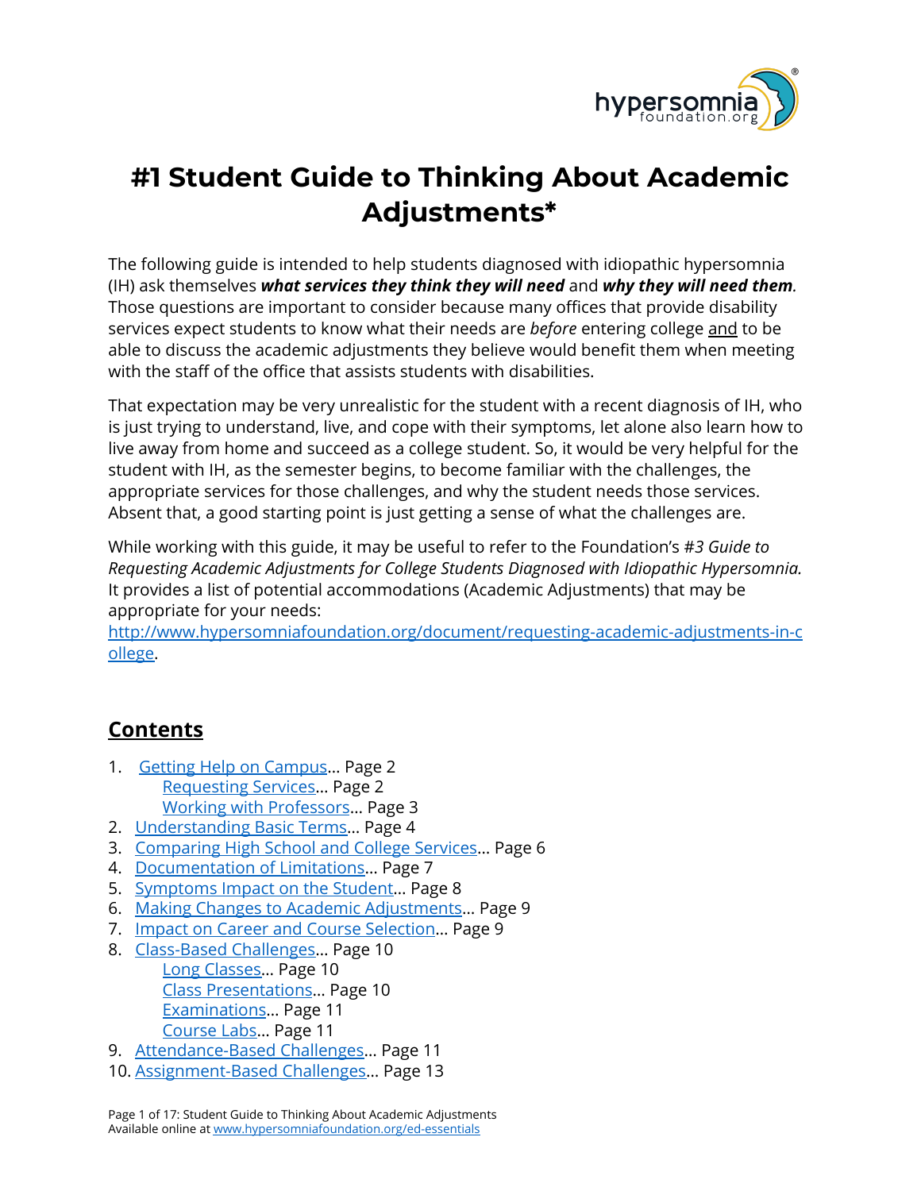# #1 Student Guide to Thinking About Academic Adjustments*

The following guide is intended to help students diagnosed with idiopathic hypersomnia (IH) ask themselves ***what services they think they will need*** and ***why they will need them***. Those questions are important to consider because many offices that provide disability services expect students to know what their needs are *before* entering college and to be able to discuss the academic adjustments they believe would benefit them when meeting with the staff of the office that assists students with disabilities.

That expectation may be very unrealistic for the student with a recent diagnosis of IH, who is just trying to understand, live, and cope with their symptoms, let alone also learn how to live away from home and succeed as a college student. So, it would be very helpful for the student with IH, as the semester begins, to become familiar with the challenges, the appropriate services for those challenges, and why the student needs those services. Absent that, a good starting point is just getting a sense of what the challenges are.

While working with this guide, it may be useful to refer to the Foundation's *#3 Guide to Requesting Academic Adjustments for College Students Diagnosed with Idiopathic Hypersomnia.* It provides a list of potential accommodations (Academic Adjustments) that may be appropriate for your needs: http://www.hypersomniafoundation.org/document/requesting-academic-adjustments-in-college.

## Contents

1. Getting Help on Campus… Page 2
   - Requesting Services… Page 2
   - Working with Professors… Page 3
2. Understanding Basic Terms… Page 4
3. Comparing High School and College Services… Page 6
4. Documentation of Limitations… Page 7
5. Symptoms Impact on the Student… Page 8
6. Making Changes to Academic Adjustments… Page 9
7. Impact on Career and Course Selection… Page 9
8. Class-Based Challenges… Page 10
   - Long Classes… Page 10
   - Class Presentations… Page 10
   - Examinations… Page 11
   - Course Labs… Page 11
9. Attendance-Based Challenges… Page 11
10. Assignment-Based Challenges… Page 13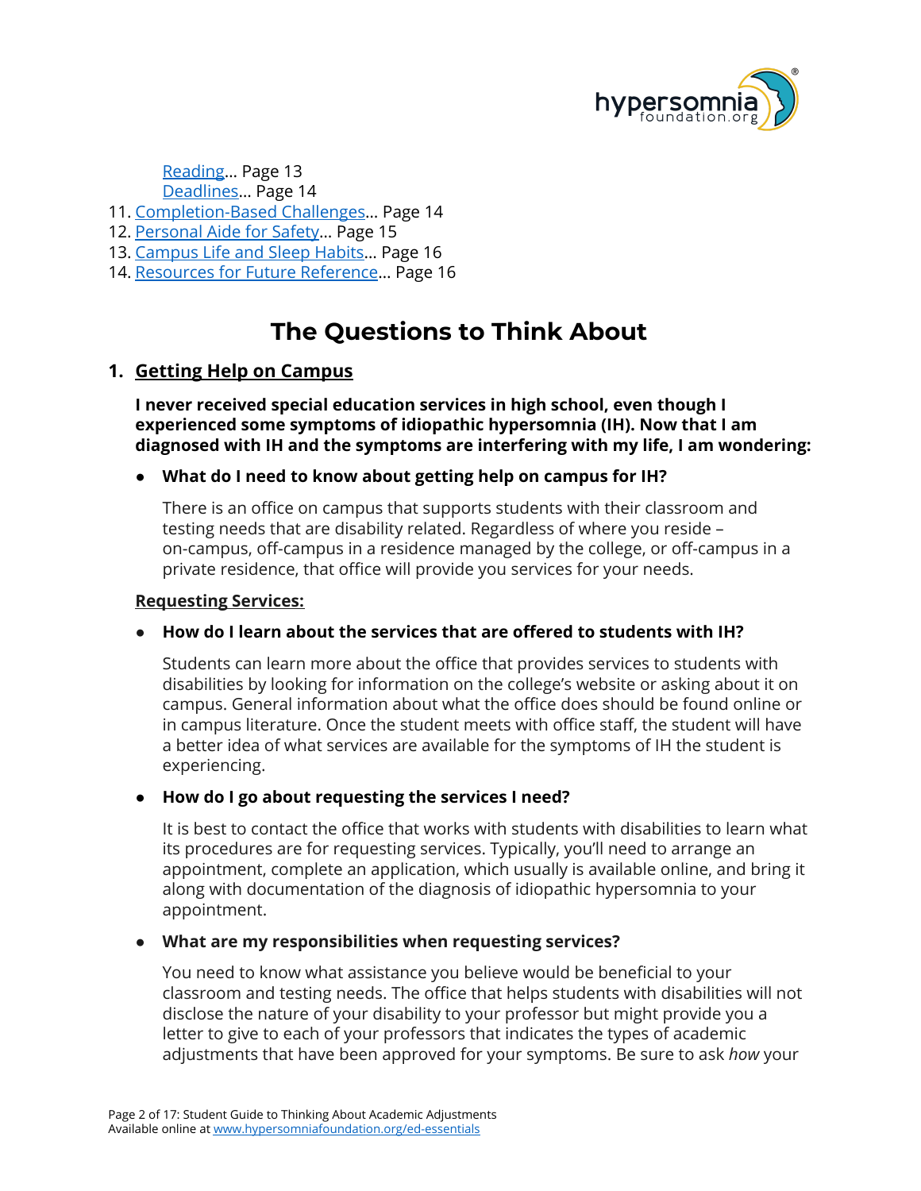[Reading](#)... Page 13
[Deadlines](#)... Page 14

11. [Completion-Based Challenges](#)... Page 14
12. [Personal Aide for Safety](#)... Page 15
13. [Campus Life and Sleep Habits](#)... Page 16
14. [Resources for Future Reference](#)... Page 16

# The Questions to Think About

## 1. Getting Help on Campus

**I never received special education services in high school, even though I experienced some symptoms of idiopathic hypersomnia (IH). Now that I am diagnosed with IH and the symptoms are interfering with my life, I am wondering:**

- **What do I need to know about getting help on campus for IH?**

  There is an office on campus that supports students with their classroom and testing needs that are disability related. Regardless of where you reside – on-campus, off-campus in a residence managed by the college, or off-campus in a private residence, that office will provide you services for your needs.

### Requesting Services:

- **How do I learn about the services that are offered to students with IH?**

  Students can learn more about the office that provides services to students with disabilities by looking for information on the college's website or asking about it on campus. General information about what the office does should be found online or in campus literature. Once the student meets with office staff, the student will have a better idea of what services are available for the symptoms of IH the student is experiencing.

- **How do I go about requesting the services I need?**

  It is best to contact the office that works with students with disabilities to learn what its procedures are for requesting services. Typically, you'll need to arrange an appointment, complete an application, which usually is available online, and bring it along with documentation of the diagnosis of idiopathic hypersomnia to your appointment.

- **What are my responsibilities when requesting services?**

  You need to know what assistance you believe would be beneficial to your classroom and testing needs. The office that helps students with disabilities will not disclose the nature of your disability to your professor but might provide you a letter to give to each of your professors that indicates the types of academic adjustments that have been approved for your symptoms. Be sure to ask *how* your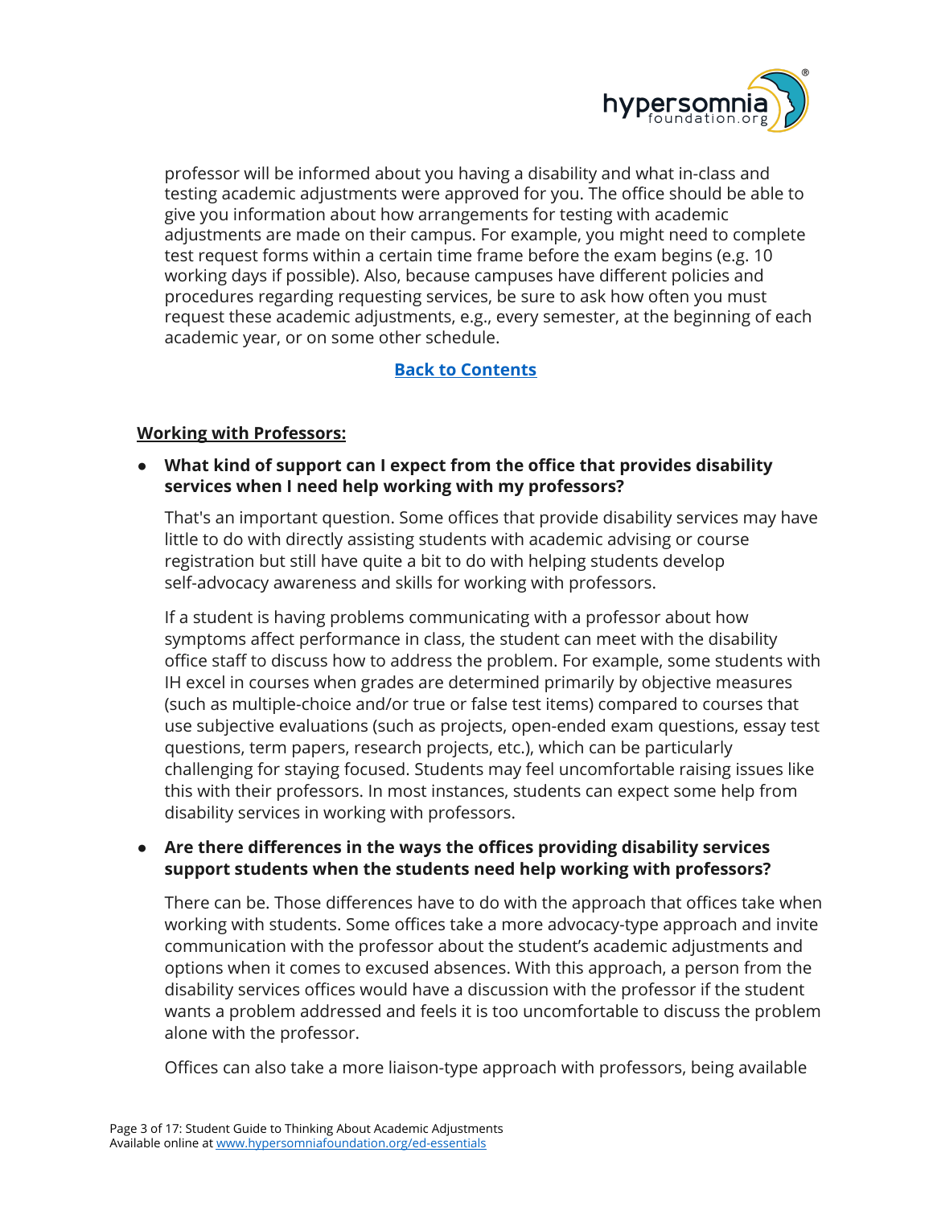professor will be informed about you having a disability and what in-class and testing academic adjustments were approved for you. The office should be able to give you information about how arrangements for testing with academic adjustments are made on their campus. For example, you might need to complete test request forms within a certain time frame before the exam begins (e.g. 10 working days if possible). Also, because campuses have different policies and procedures regarding requesting services, be sure to ask how often you must request these academic adjustments, e.g., every semester, at the beginning of each academic year, or on some other schedule.

**Back to Contents**

**Working with Professors:**

- **What kind of support can I expect from the office that provides disability services when I need help working with my professors?**

  That's an important question. Some offices that provide disability services may have little to do with directly assisting students with academic advising or course registration but still have quite a bit to do with helping students develop self-advocacy awareness and skills for working with professors.

  If a student is having problems communicating with a professor about how symptoms affect performance in class, the student can meet with the disability office staff to discuss how to address the problem. For example, some students with IH excel in courses when grades are determined primarily by objective measures (such as multiple-choice and/or true or false test items) compared to courses that use subjective evaluations (such as projects, open-ended exam questions, essay test questions, term papers, research projects, etc.), which can be particularly challenging for staying focused. Students may feel uncomfortable raising issues like this with their professors. In most instances, students can expect some help from disability services in working with professors.

- **Are there differences in the ways the offices providing disability services support students when the students need help working with professors?**

  There can be. Those differences have to do with the approach that offices take when working with students. Some offices take a more advocacy-type approach and invite communication with the professor about the student's academic adjustments and options when it comes to excused absences. With this approach, a person from the disability services offices would have a discussion with the professor if the student wants a problem addressed and feels it is too uncomfortable to discuss the problem alone with the professor.

  Offices can also take a more liaison-type approach with professors, being available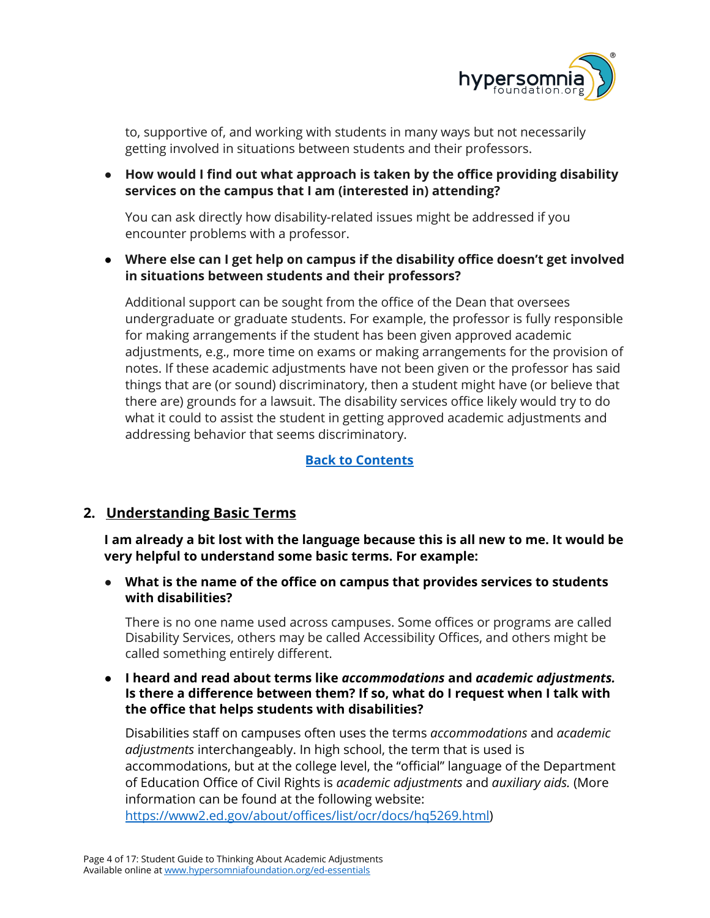to, supportive of, and working with students in many ways but not necessarily getting involved in situations between students and their professors.

- **How would I find out what approach is taken by the office providing disability services on the campus that I am (interested in) attending?**

  You can ask directly how disability-related issues might be addressed if you encounter problems with a professor.

- **Where else can I get help on campus if the disability office doesn't get involved in situations between students and their professors?**

  Additional support can be sought from the office of the Dean that oversees undergraduate or graduate students. For example, the professor is fully responsible for making arrangements if the student has been given approved academic adjustments, e.g., more time on exams or making arrangements for the provision of notes. If these academic adjustments have not been given or the professor has said things that are (or sound) discriminatory, then a student might have (or believe that there are) grounds for a lawsuit. The disability services office likely would try to do what it could to assist the student in getting approved academic adjustments and addressing behavior that seems discriminatory.

[Back to Contents]

## 2. Understanding Basic Terms

**I am already a bit lost with the language because this is all new to me. It would be very helpful to understand some basic terms. For example:**

- **What is the name of the office on campus that provides services to students with disabilities?**

  There is no one name used across campuses. Some offices or programs are called Disability Services, others may be called Accessibility Offices, and others might be called something entirely different.

- **I heard and read about terms like *accommodations* and *academic adjustments.* Is there a difference between them? If so, what do I request when I talk with the office that helps students with disabilities?**

  Disabilities staff on campuses often uses the terms *accommodations* and *academic adjustments* interchangeably. In high school, the term that is used is accommodations, but at the college level, the "official" language of the Department of Education Office of Civil Rights is *academic adjustments* and *auxiliary aids.* (More information can be found at the following website: https://www2.ed.gov/about/offices/list/ocr/docs/hq5269.html)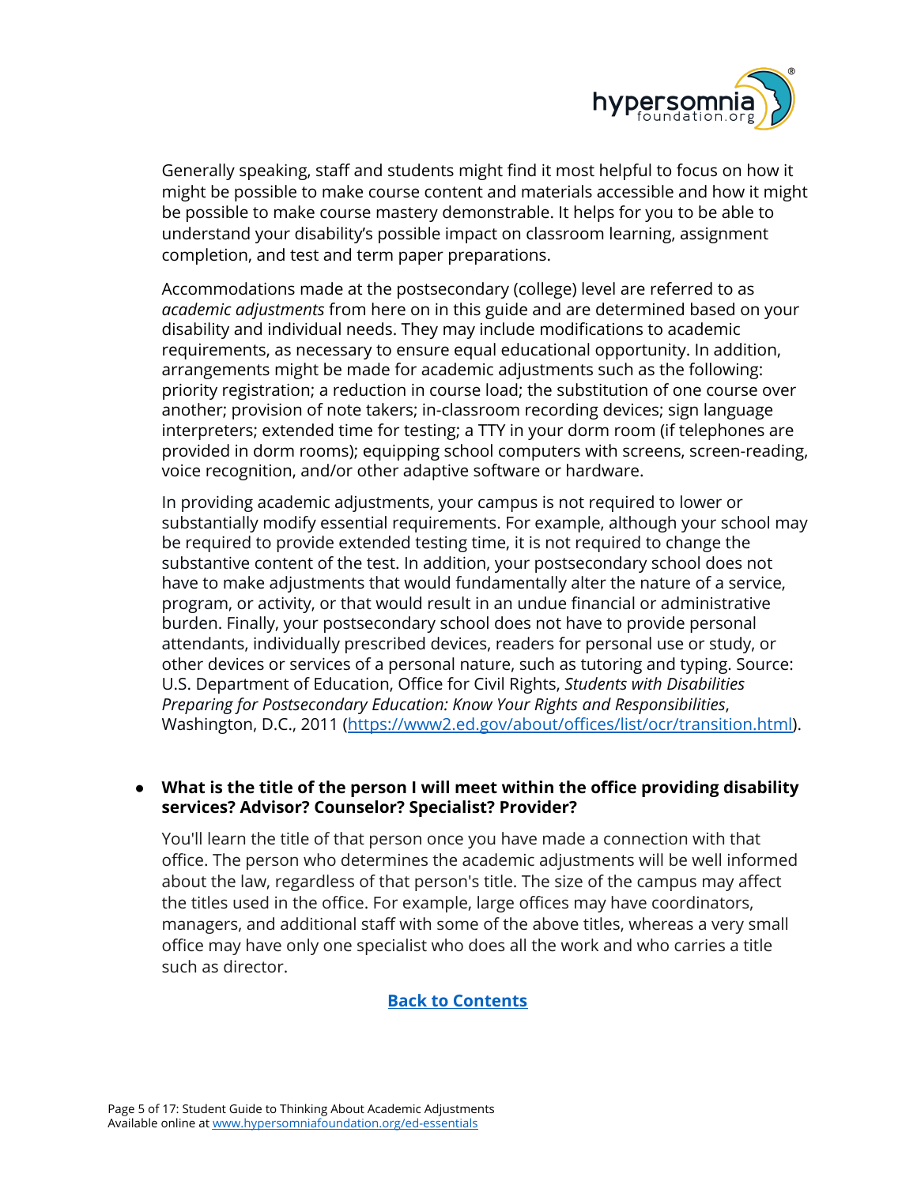Generally speaking, staff and students might find it most helpful to focus on how it might be possible to make course content and materials accessible and how it might be possible to make course mastery demonstrable. It helps for you to be able to understand your disability's possible impact on classroom learning, assignment completion, and test and term paper preparations.

Accommodations made at the postsecondary (college) level are referred to as *academic adjustments* from here on in this guide and are determined based on your disability and individual needs. They may include modifications to academic requirements, as necessary to ensure equal educational opportunity. In addition, arrangements might be made for academic adjustments such as the following: priority registration; a reduction in course load; the substitution of one course over another; provision of note takers; in-classroom recording devices; sign language interpreters; extended time for testing; a TTY in your dorm room (if telephones are provided in dorm rooms); equipping school computers with screens, screen-reading, voice recognition, and/or other adaptive software or hardware.

In providing academic adjustments, your campus is not required to lower or substantially modify essential requirements. For example, although your school may be required to provide extended testing time, it is not required to change the substantive content of the test. In addition, your postsecondary school does not have to make adjustments that would fundamentally alter the nature of a service, program, or activity, or that would result in an undue financial or administrative burden. Finally, your postsecondary school does not have to provide personal attendants, individually prescribed devices, readers for personal use or study, or other devices or services of a personal nature, such as tutoring and typing. Source: U.S. Department of Education, Office for Civil Rights, *Students with Disabilities Preparing for Postsecondary Education: Know Your Rights and Responsibilities*, Washington, D.C., 2011 ([https://www2.ed.gov/about/offices/list/ocr/transition.html](https://www2.ed.gov/about/offices/list/ocr/transition.html)).

- **What is the title of the person I will meet within the office providing disability services? Advisor? Counselor? Specialist? Provider?**

  You'll learn the title of that person once you have made a connection with that office. The person who determines the academic adjustments will be well informed about the law, regardless of that person's title. The size of the campus may affect the titles used in the office. For example, large offices may have coordinators, managers, and additional staff with some of the above titles, whereas a very small office may have only one specialist who does all the work and who carries a title such as director.

**Back to Contents**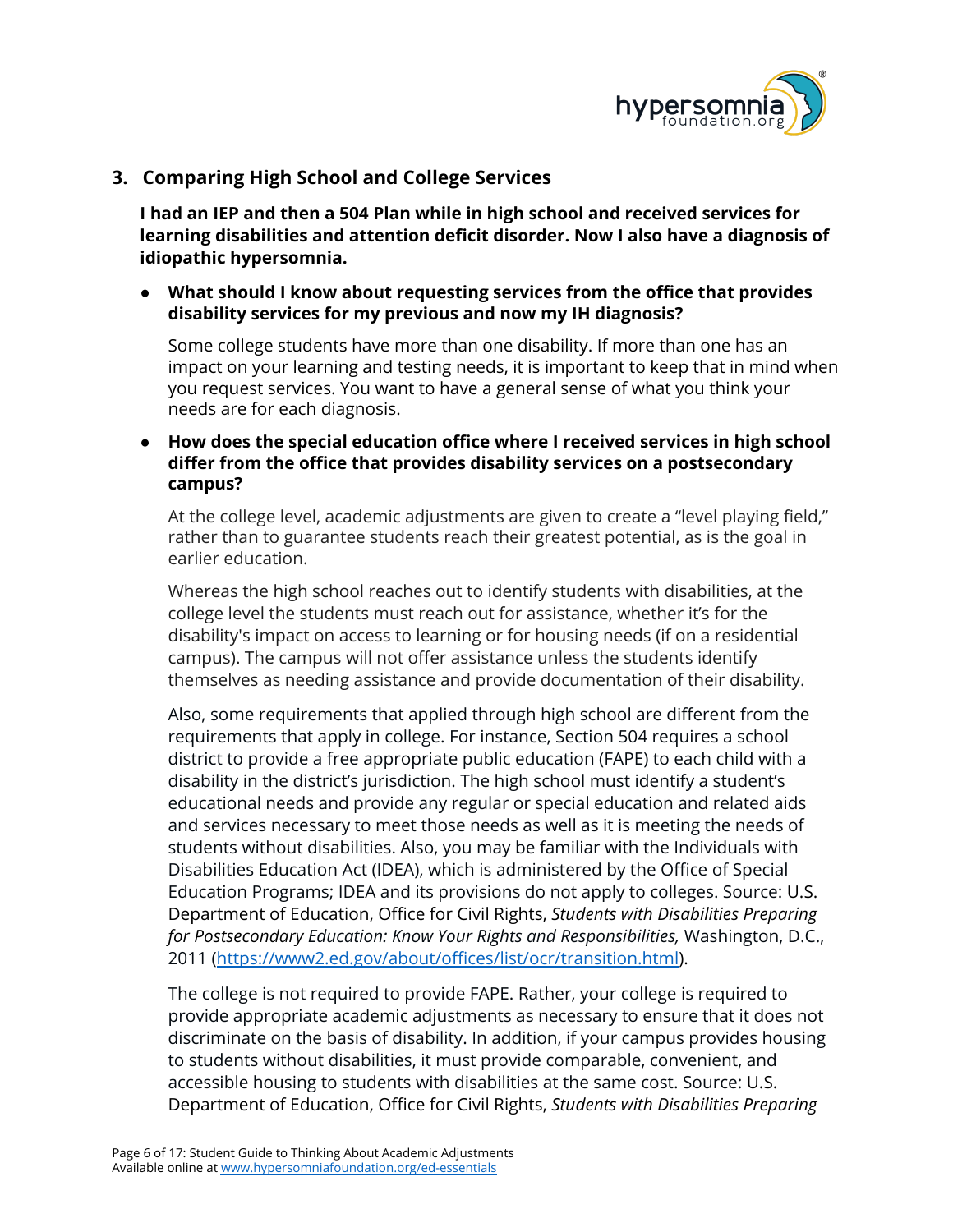## 3. Comparing High School and College Services

**I had an IEP and then a 504 Plan while in high school and received services for learning disabilities and attention deficit disorder. Now I also have a diagnosis of idiopathic hypersomnia.**

- **What should I know about requesting services from the office that provides disability services for my previous and now my IH diagnosis?**

  Some college students have more than one disability. If more than one has an impact on your learning and testing needs, it is important to keep that in mind when you request services. You want to have a general sense of what you think your needs are for each diagnosis.

- **How does the special education office where I received services in high school differ from the office that provides disability services on a postsecondary campus?**

  At the college level, academic adjustments are given to create a "level playing field," rather than to guarantee students reach their greatest potential, as is the goal in earlier education.

  Whereas the high school reaches out to identify students with disabilities, at the college level the students must reach out for assistance, whether it's for the disability's impact on access to learning or for housing needs (if on a residential campus). The campus will not offer assistance unless the students identify themselves as needing assistance and provide documentation of their disability.

  Also, some requirements that applied through high school are different from the requirements that apply in college. For instance, Section 504 requires a school district to provide a free appropriate public education (FAPE) to each child with a disability in the district's jurisdiction. The high school must identify a student's educational needs and provide any regular or special education and related aids and services necessary to meet those needs as well as it is meeting the needs of students without disabilities. Also, you may be familiar with the Individuals with Disabilities Education Act (IDEA), which is administered by the Office of Special Education Programs; IDEA and its provisions do not apply to colleges. Source: U.S. Department of Education, Office for Civil Rights, *Students with Disabilities Preparing for Postsecondary Education: Know Your Rights and Responsibilities,* Washington, D.C., 2011 (https://www2.ed.gov/about/offices/list/ocr/transition.html).

  The college is not required to provide FAPE. Rather, your college is required to provide appropriate academic adjustments as necessary to ensure that it does not discriminate on the basis of disability. In addition, if your campus provides housing to students without disabilities, it must provide comparable, convenient, and accessible housing to students with disabilities at the same cost. Source: U.S. Department of Education, Office for Civil Rights, *Students with Disabilities Preparing*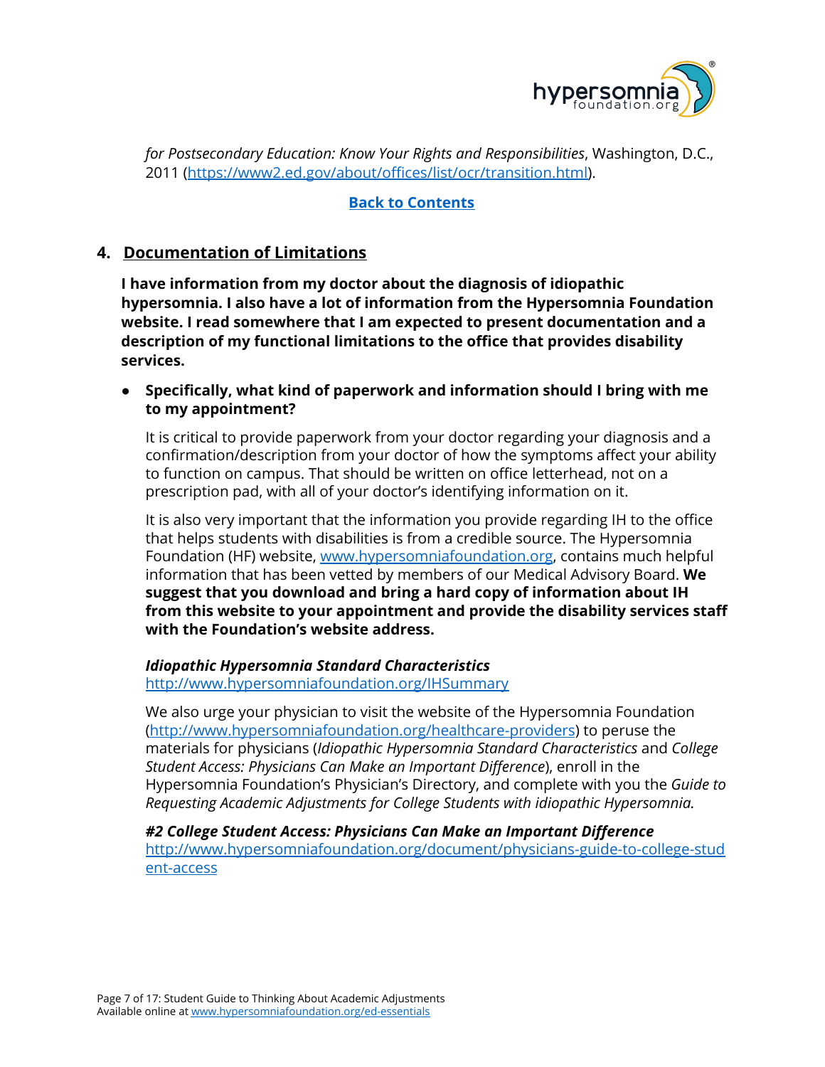*for Postsecondary Education: Know Your Rights and Responsibilities*, Washington, D.C., 2011 (https://www2.ed.gov/about/offices/list/ocr/transition.html).

**Back to Contents**

## 4. Documentation of Limitations

**I have information from my doctor about the diagnosis of idiopathic hypersomnia. I also have a lot of information from the Hypersomnia Foundation website. I read somewhere that I am expected to present documentation and a description of my functional limitations to the office that provides disability services.**

- **Specifically, what kind of paperwork and information should I bring with me to my appointment?**

  It is critical to provide paperwork from your doctor regarding your diagnosis and a confirmation/description from your doctor of how the symptoms affect your ability to function on campus. That should be written on office letterhead, not on a prescription pad, with all of your doctor's identifying information on it.

  It is also very important that the information you provide regarding IH to the office that helps students with disabilities is from a credible source. The Hypersomnia Foundation (HF) website, www.hypersomniafoundation.org, contains much helpful information that has been vetted by members of our Medical Advisory Board. **We suggest that you download and bring a hard copy of information about IH from this website to your appointment and provide the disability services staff with the Foundation's website address.**

  ***Idiopathic Hypersomnia Standard Characteristics***
  http://www.hypersomniafoundation.org/IHSummary

  We also urge your physician to visit the website of the Hypersomnia Foundation (http://www.hypersomniafoundation.org/healthcare-providers) to peruse the materials for physicians (*Idiopathic Hypersomnia Standard Characteristics* and *College Student Access: Physicians Can Make an Important Difference*), enroll in the Hypersomnia Foundation's Physician's Directory, and complete with you the *Guide to Requesting Academic Adjustments for College Students with idiopathic Hypersomnia.*

  ***#2 College Student Access: Physicians Can Make an Important Difference***
  http://www.hypersomniafoundation.org/document/physicians-guide-to-college-student-access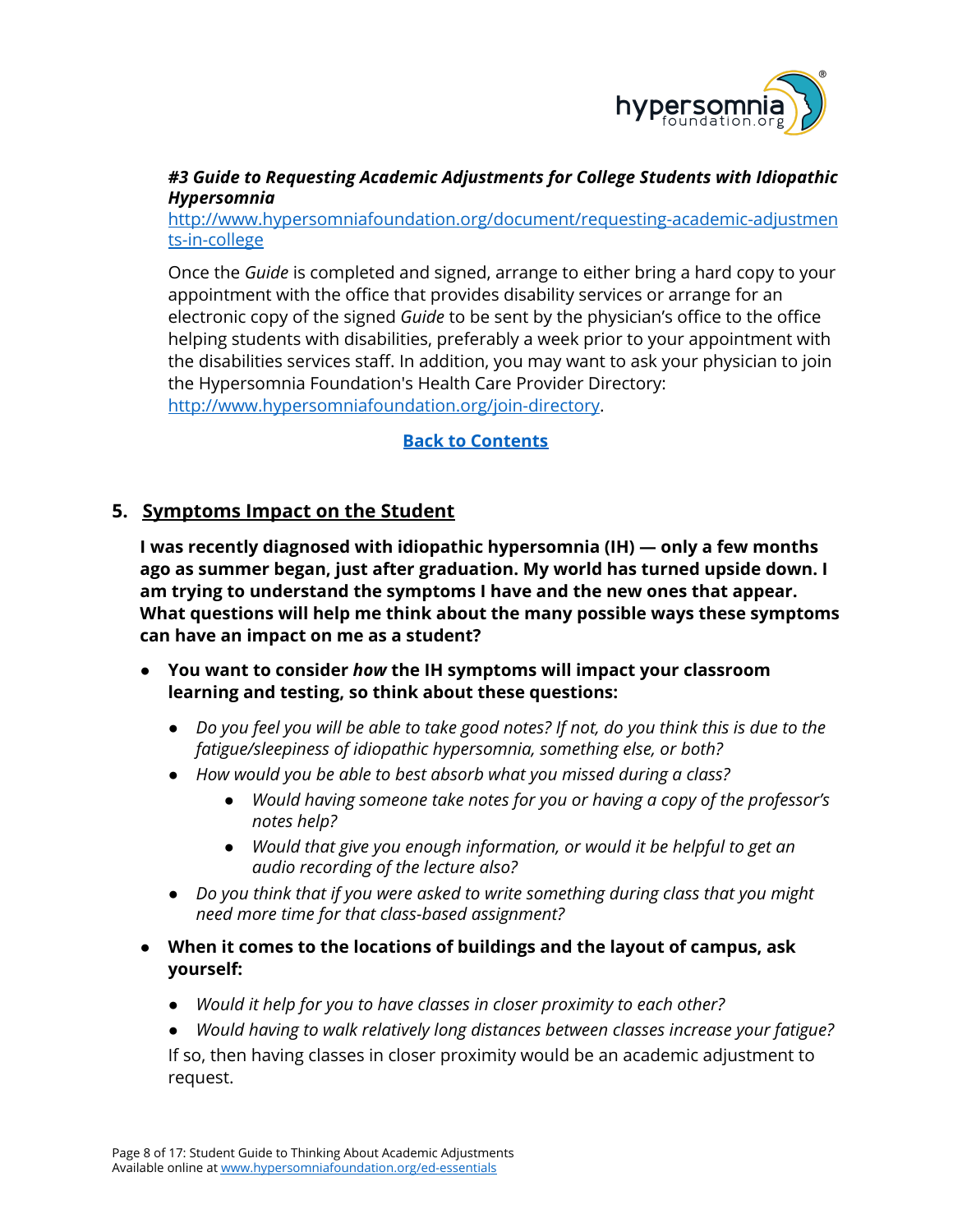***#3 Guide to Requesting Academic Adjustments for College Students with Idiopathic Hypersomnia***
[http://www.hypersomniafoundation.org/document/requesting-academic-adjustments-in-college](http://www.hypersomniafoundation.org/document/requesting-academic-adjustments-in-college)

Once the *Guide* is completed and signed, arrange to either bring a hard copy to your appointment with the office that provides disability services or arrange for an electronic copy of the signed *Guide* to be sent by the physician's office to the office helping students with disabilities, preferably a week prior to your appointment with the disabilities services staff. In addition, you may want to ask your physician to join the Hypersomnia Foundation's Health Care Provider Directory: [http://www.hypersomniafoundation.org/join-directory](http://www.hypersomniafoundation.org/join-directory).

**Back to Contents**

## 5. Symptoms Impact on the Student

**I was recently diagnosed with idiopathic hypersomnia (IH) — only a few months ago as summer began, just after graduation. My world has turned upside down. I am trying to understand the symptoms I have and the new ones that appear. What questions will help me think about the many possible ways these symptoms can have an impact on me as a student?**

- **You want to consider *how* the IH symptoms will impact your classroom learning and testing, so think about these questions:**
  - *Do you feel you will be able to take good notes? If not, do you think this is due to the fatigue/sleepiness of idiopathic hypersomnia, something else, or both?*
  - *How would you be able to best absorb what you missed during a class?*
    - *Would having someone take notes for you or having a copy of the professor's notes help?*
    - *Would that give you enough information, or would it be helpful to get an audio recording of the lecture also?*
  - *Do you think that if you were asked to write something during class that you might need more time for that class-based assignment?*
- **When it comes to the locations of buildings and the layout of campus, ask yourself:**
  - *Would it help for you to have classes in closer proximity to each other?*
  - *Would having to walk relatively long distances between classes increase your fatigue?*

  If so, then having classes in closer proximity would be an academic adjustment to request.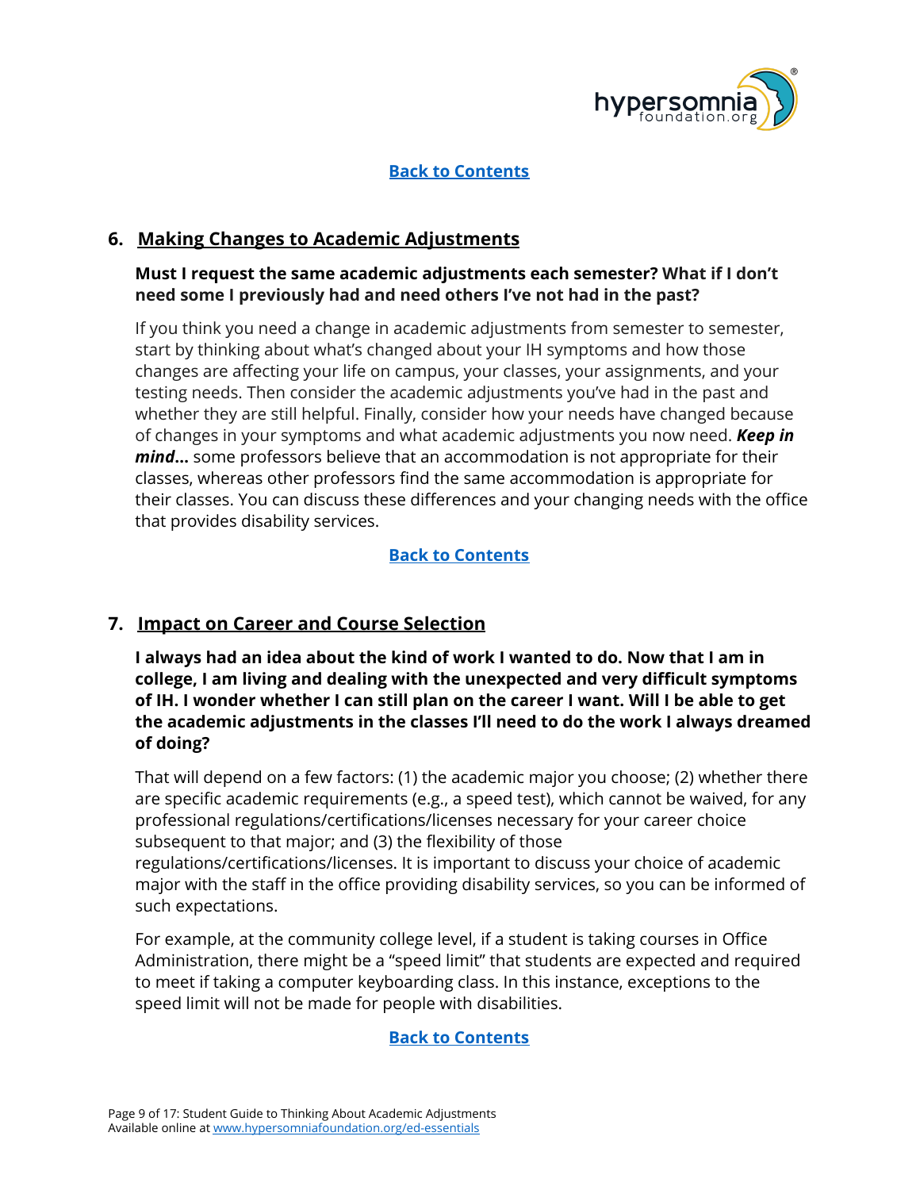[Back to Contents]

## 6. Making Changes to Academic Adjustments

**Must I request the same academic adjustments each semester? What if I don't need some I previously had and need others I've not had in the past?**

If you think you need a change in academic adjustments from semester to semester, start by thinking about what's changed about your IH symptoms and how those changes are affecting your life on campus, your classes, your assignments, and your testing needs. Then consider the academic adjustments you've had in the past and whether they are still helpful. Finally, consider how your needs have changed because of changes in your symptoms and what academic adjustments you now need. ***Keep in mind*...** some professors believe that an accommodation is not appropriate for their classes, whereas other professors find the same accommodation is appropriate for their classes. You can discuss these differences and your changing needs with the office that provides disability services.

[Back to Contents]

## 7. Impact on Career and Course Selection

**I always had an idea about the kind of work I wanted to do. Now that I am in college, I am living and dealing with the unexpected and very difficult symptoms of IH. I wonder whether I can still plan on the career I want. Will I be able to get the academic adjustments in the classes I'll need to do the work I always dreamed of doing?**

That will depend on a few factors: (1) the academic major you choose; (2) whether there are specific academic requirements (e.g., a speed test), which cannot be waived, for any professional regulations/certifications/licenses necessary for your career choice subsequent to that major; and (3) the flexibility of those regulations/certifications/licenses. It is important to discuss your choice of academic major with the staff in the office providing disability services, so you can be informed of such expectations.

For example, at the community college level, if a student is taking courses in Office Administration, there might be a "speed limit" that students are expected and required to meet if taking a computer keyboarding class. In this instance, exceptions to the speed limit will not be made for people with disabilities.

[Back to Contents]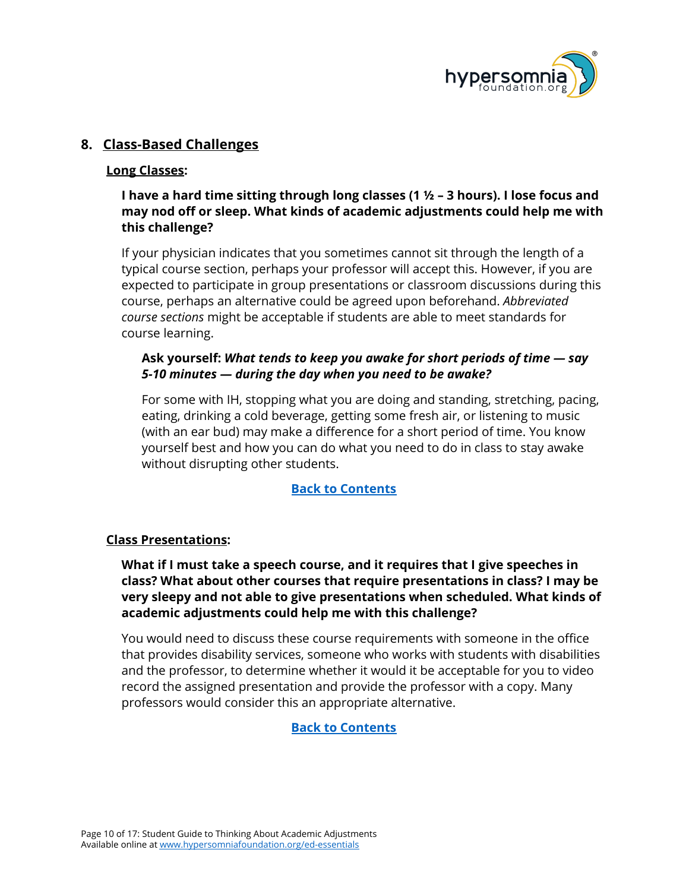## 8. Class-Based Challenges

### Long Classes:

**I have a hard time sitting through long classes (1 ½ – 3 hours). I lose focus and may nod off or sleep. What kinds of academic adjustments could help me with this challenge?**

If your physician indicates that you sometimes cannot sit through the length of a typical course section, perhaps your professor will accept this. However, if you are expected to participate in group presentations or classroom discussions during this course, perhaps an alternative could be agreed upon beforehand. *Abbreviated course sections* might be acceptable if students are able to meet standards for course learning.

**Ask yourself:** ***What tends to keep you awake for short periods of time — say 5-10 minutes — during the day when you need to be awake?***

For some with IH, stopping what you are doing and standing, stretching, pacing, eating, drinking a cold beverage, getting some fresh air, or listening to music (with an ear bud) may make a difference for a short period of time. You know yourself best and how you can do what you need to do in class to stay awake without disrupting other students.

[Back to Contents]

### Class Presentations:

**What if I must take a speech course, and it requires that I give speeches in class? What about other courses that require presentations in class? I may be very sleepy and not able to give presentations when scheduled. What kinds of academic adjustments could help me with this challenge?**

You would need to discuss these course requirements with someone in the office that provides disability services, someone who works with students with disabilities and the professor, to determine whether it would it be acceptable for you to video record the assigned presentation and provide the professor with a copy. Many professors would consider this an appropriate alternative.

[Back to Contents]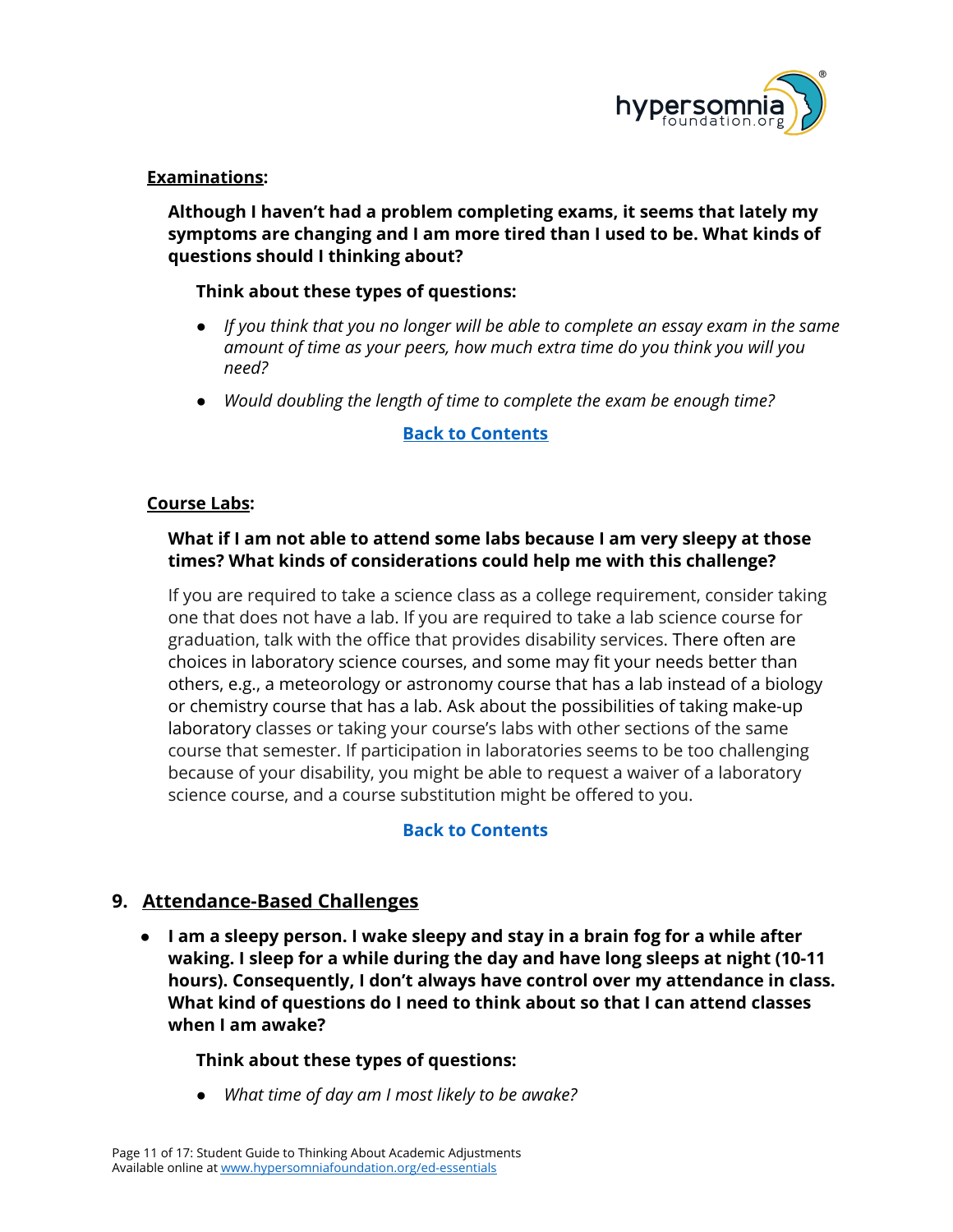**Examinations:**

**Although I haven't had a problem completing exams, it seems that lately my symptoms are changing and I am more tired than I used to be. What kinds of questions should I thinking about?**

**Think about these types of questions:**

- *If you think that you no longer will be able to complete an essay exam in the same amount of time as your peers, how much extra time do you think you will you need?*
- *Would doubling the length of time to complete the exam be enough time?*

[Back to Contents]

**Course Labs:**

**What if I am not able to attend some labs because I am very sleepy at those times? What kinds of considerations could help me with this challenge?**

If you are required to take a science class as a college requirement, consider taking one that does not have a lab. If you are required to take a lab science course for graduation, talk with the office that provides disability services. There often are choices in laboratory science courses, and some may fit your needs better than others, e.g., a meteorology or astronomy course that has a lab instead of a biology or chemistry course that has a lab. Ask about the possibilities of taking make-up laboratory classes or taking your course's labs with other sections of the same course that semester. If participation in laboratories seems to be too challenging because of your disability, you might be able to request a waiver of a laboratory science course, and a course substitution might be offered to you.

[Back to Contents]

## 9. Attendance-Based Challenges

- **I am a sleepy person. I wake sleepy and stay in a brain fog for a while after waking. I sleep for a while during the day and have long sleeps at night (10-11 hours). Consequently, I don't always have control over my attendance in class. What kind of questions do I need to think about so that I can attend classes when I am awake?**

  **Think about these types of questions:**

  - *What time of day am I most likely to be awake?*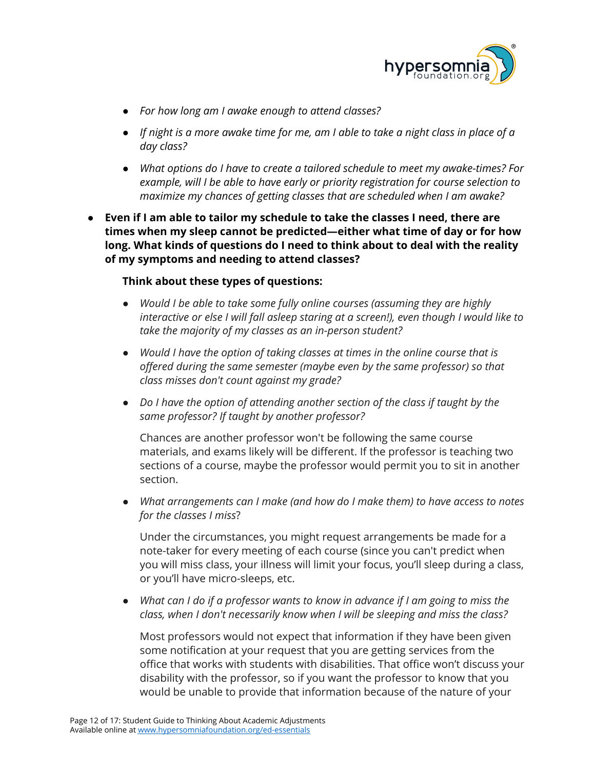- *For how long am I awake enough to attend classes?*
- *If night is a more awake time for me, am I able to take a night class in place of a day class?*
- *What options do I have to create a tailored schedule to meet my awake-times? For example, will I be able to have early or priority registration for course selection to maximize my chances of getting classes that are scheduled when I am awake?*

- **Even if I am able to tailor my schedule to take the classes I need, there are times when my sleep cannot be predicted—either what time of day or for how long. What kinds of questions do I need to think about to deal with the reality of my symptoms and needing to attend classes?**

  **Think about these types of questions:**

  - *Would I be able to take some fully online courses (assuming they are highly interactive or else I will fall asleep staring at a screen!), even though I would like to take the majority of my classes as an in-person student?*
  - *Would I have the option of taking classes at times in the online course that is offered during the same semester (maybe even by the same professor) so that class misses don't count against my grade?*
  - *Do I have the option of attending another section of the class if taught by the same professor? If taught by another professor?*

    Chances are another professor won't be following the same course materials, and exams likely will be different. If the professor is teaching two sections of a course, maybe the professor would permit you to sit in another section.

  - *What arrangements can I make (and how do I make them) to have access to notes for the classes I miss*?

    Under the circumstances, you might request arrangements be made for a note-taker for every meeting of each course (since you can't predict when you will miss class, your illness will limit your focus, you'll sleep during a class, or you'll have micro-sleeps, etc.

  - *What can I do if a professor wants to know in advance if I am going to miss the class, when I don't necessarily know when I will be sleeping and miss the class?*

    Most professors would not expect that information if they have been given some notification at your request that you are getting services from the office that works with students with disabilities. That office won't discuss your disability with the professor, so if you want the professor to know that you would be unable to provide that information because of the nature of your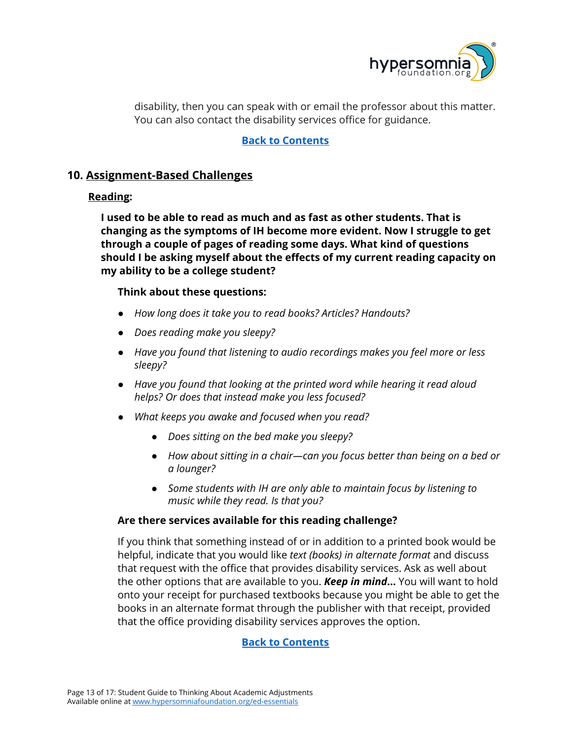disability, then you can speak with or email the professor about this matter. You can also contact the disability services office for guidance.

[Back to Contents]

## 10. Assignment-Based Challenges

### Reading:

**I used to be able to read as much and as fast as other students. That is changing as the symptoms of IH become more evident. Now I struggle to get through a couple of pages of reading some days. What kind of questions should I be asking myself about the effects of my current reading capacity on my ability to be a college student?**

**Think about these questions:**

- *How long does it take you to read books? Articles? Handouts?*
- *Does reading make you sleepy?*
- *Have you found that listening to audio recordings makes you feel more or less sleepy?*
- *Have you found that looking at the printed word while hearing it read aloud helps? Or does that instead make you less focused?*
- *What keeps you awake and focused when you read?*
    - *Does sitting on the bed make you sleepy?*
    - *How about sitting in a chair—can you focus better than being on a bed or a lounger?*
    - *Some students with IH are only able to maintain focus by listening to music while they read. Is that you?*

**Are there services available for this reading challenge?**

If you think that something instead of or in addition to a printed book would be helpful, indicate that you would like *text (books) in alternate format* and discuss that request with the office that provides disability services. Ask as well about the other options that are available to you. ***Keep in mind…*** You will want to hold onto your receipt for purchased textbooks because you might be able to get the books in an alternate format through the publisher with that receipt, provided that the office providing disability services approves the option.

[Back to Contents]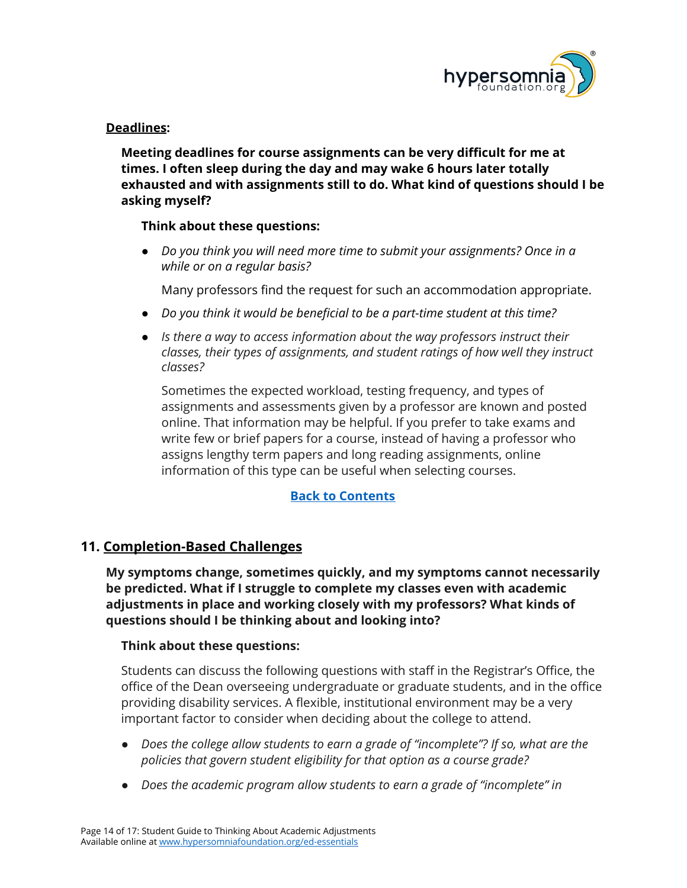**Deadlines:**

**Meeting deadlines for course assignments can be very difficult for me at times. I often sleep during the day and may wake 6 hours later totally exhausted and with assignments still to do. What kind of questions should I be asking myself?**

**Think about these questions:**

- *Do you think you will need more time to submit your assignments? Once in a while or on a regular basis?*

  Many professors find the request for such an accommodation appropriate.

- *Do you think it would be beneficial to be a part-time student at this time?*
- *Is there a way to access information about the way professors instruct their classes, their types of assignments, and student ratings of how well they instruct classes?*

  Sometimes the expected workload, testing frequency, and types of assignments and assessments given by a professor are known and posted online. That information may be helpful. If you prefer to take exams and write few or brief papers for a course, instead of having a professor who assigns lengthy term papers and long reading assignments, online information of this type can be useful when selecting courses.

**Back to Contents**

## 11. Completion-Based Challenges

**My symptoms change, sometimes quickly, and my symptoms cannot necessarily be predicted. What if I struggle to complete my classes even with academic adjustments in place and working closely with my professors? What kinds of questions should I be thinking about and looking into?**

**Think about these questions:**

Students can discuss the following questions with staff in the Registrar's Office, the office of the Dean overseeing undergraduate or graduate students, and in the office providing disability services. A flexible, institutional environment may be a very important factor to consider when deciding about the college to attend.

- *Does the college allow students to earn a grade of "incomplete"? If so, what are the policies that govern student eligibility for that option as a course grade?*
- *Does the academic program allow students to earn a grade of "incomplete" in*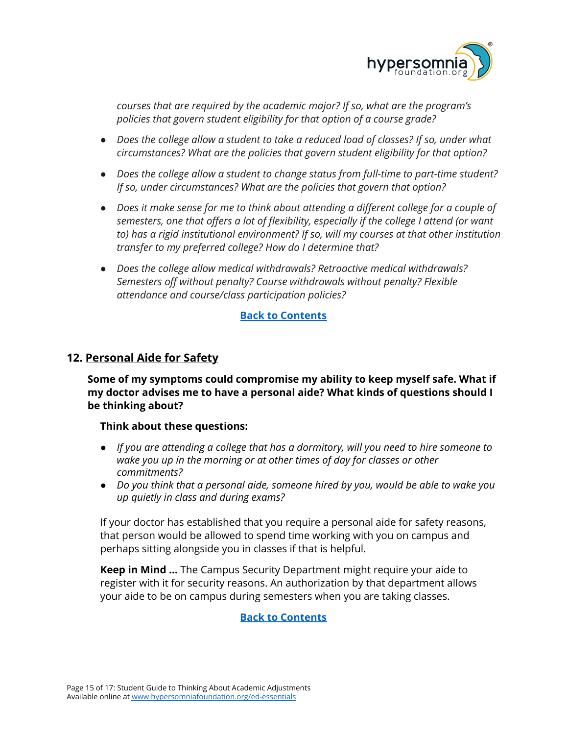*courses that are required by the academic major? If so, what are the program's policies that govern student eligibility for that option of a course grade?*

- *Does the college allow a student to take a reduced load of classes? If so, under what circumstances? What are the policies that govern student eligibility for that option?*
- *Does the college allow a student to change status from full-time to part-time student? If so, under circumstances? What are the policies that govern that option?*
- *Does it make sense for me to think about attending a different college for a couple of semesters, one that offers a lot of flexibility, especially if the college I attend (or want to) has a rigid institutional environment? If so, will my courses at that other institution transfer to my preferred college? How do I determine that?*
- *Does the college allow medical withdrawals? Retroactive medical withdrawals? Semesters off without penalty? Course withdrawals without penalty? Flexible attendance and course/class participation policies?*

**Back to Contents**

## 12. Personal Aide for Safety

**Some of my symptoms could compromise my ability to keep myself safe. What if my doctor advises me to have a personal aide? What kinds of questions should I be thinking about?**

**Think about these questions:**

- *If you are attending a college that has a dormitory, will you need to hire someone to wake you up in the morning or at other times of day for classes or other commitments?*
- *Do you think that a personal aide, someone hired by you, would be able to wake you up quietly in class and during exams?*

If your doctor has established that you require a personal aide for safety reasons, that person would be allowed to spend time working with you on campus and perhaps sitting alongside you in classes if that is helpful.

**Keep in Mind ...** The Campus Security Department might require your aide to register with it for security reasons. An authorization by that department allows your aide to be on campus during semesters when you are taking classes.

**Back to Contents**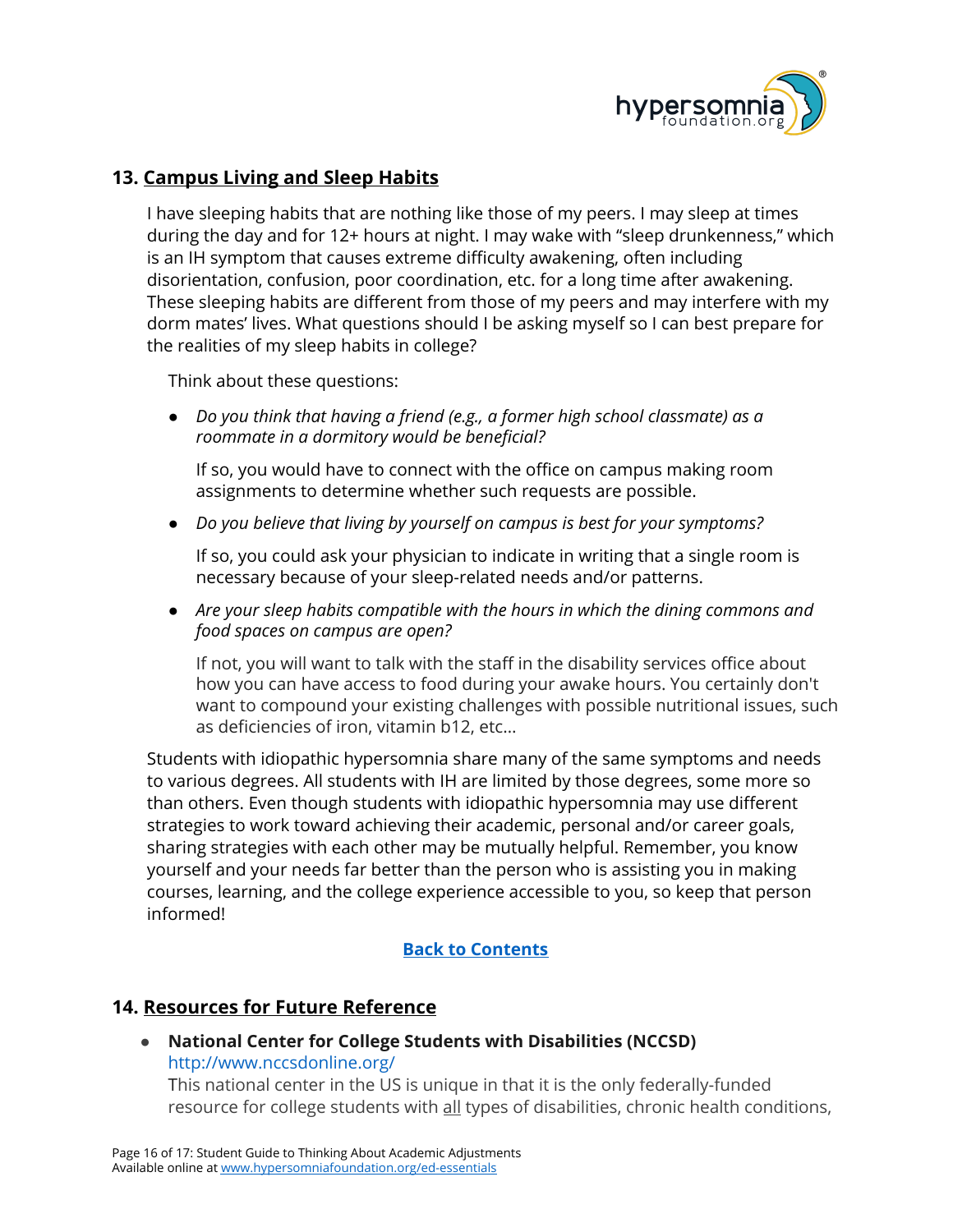## 13. Campus Living and Sleep Habits

I have sleeping habits that are nothing like those of my peers. I may sleep at times during the day and for 12+ hours at night. I may wake with "sleep drunkenness," which is an IH symptom that causes extreme difficulty awakening, often including disorientation, confusion, poor coordination, etc. for a long time after awakening. These sleeping habits are different from those of my peers and may interfere with my dorm mates' lives. What questions should I be asking myself so I can best prepare for the realities of my sleep habits in college?

Think about these questions:

- *Do you think that having a friend (e.g., a former high school classmate) as a roommate in a dormitory would be beneficial?*

  If so, you would have to connect with the office on campus making room assignments to determine whether such requests are possible.

- *Do you believe that living by yourself on campus is best for your symptoms?*

  If so, you could ask your physician to indicate in writing that a single room is necessary because of your sleep-related needs and/or patterns.

- *Are your sleep habits compatible with the hours in which the dining commons and food spaces on campus are open?*

  If not, you will want to talk with the staff in the disability services office about how you can have access to food during your awake hours. You certainly don't want to compound your existing challenges with possible nutritional issues, such as deficiencies of iron, vitamin b12, etc...

Students with idiopathic hypersomnia share many of the same symptoms and needs to various degrees. All students with IH are limited by those degrees, some more so than others. Even though students with idiopathic hypersomnia may use different strategies to work toward achieving their academic, personal and/or career goals, sharing strategies with each other may be mutually helpful. Remember, you know yourself and your needs far better than the person who is assisting you in making courses, learning, and the college experience accessible to you, so keep that person informed!

**Back to Contents**

## 14. Resources for Future Reference

- **National Center for College Students with Disabilities (NCCSD)**
  http://www.nccsdonline.org/
  This national center in the US is unique in that it is the only federally-funded resource for college students with all types of disabilities, chronic health conditions,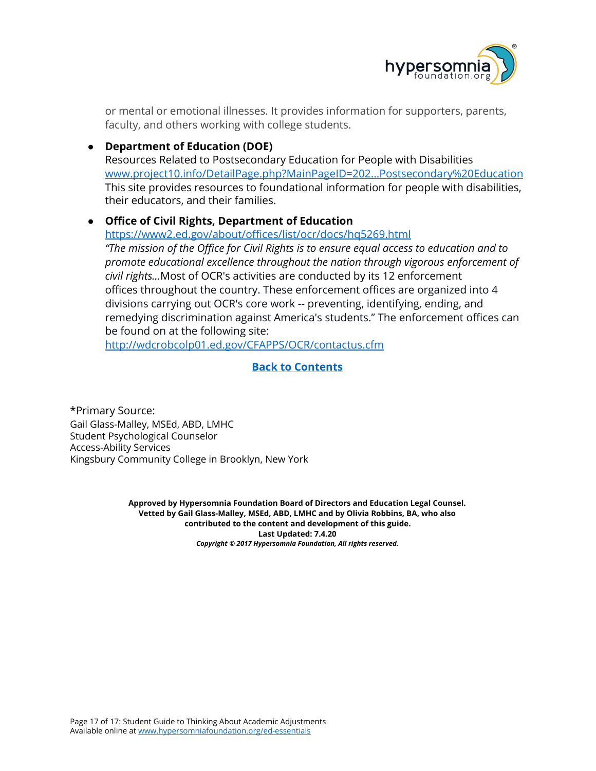or mental or emotional illnesses. It provides information for supporters, parents, faculty, and others working with college students.

- **Department of Education (DOE)**
  Resources Related to Postsecondary Education for People with Disabilities
  [www.project10.info/DetailPage.php?MainPageID=202...Postsecondary%20Education](www.project10.info/DetailPage.php?MainPageID=202...Postsecondary%20Education)
  This site provides resources to foundational information for people with disabilities, their educators, and their families.

- **Office of Civil Rights, Department of Education**
  [https://www2.ed.gov/about/offices/list/ocr/docs/hq5269.html](https://www2.ed.gov/about/offices/list/ocr/docs/hq5269.html)
  *"The mission of the Office for Civil Rights is to ensure equal access to education and to promote educational excellence throughout the nation through vigorous enforcement of civil rights...*Most of OCR's activities are conducted by its 12 enforcement offices throughout the country. These enforcement offices are organized into 4 divisions carrying out OCR's core work -- preventing, identifying, ending, and remedying discrimination against America's students." The enforcement offices can be found on at the following site:
  [http://wdcrobcolp01.ed.gov/CFAPPS/OCR/contactus.cfm](http://wdcrobcolp01.ed.gov/CFAPPS/OCR/contactus.cfm)

**Back to Contents**

*Primary Source:
Gail Glass-Malley, MSEd, ABD, LMHC
Student Psychological Counselor
Access-Ability Services
Kingsbury Community College in Brooklyn, New York

**Approved by Hypersomnia Foundation Board of Directors and Education Legal Counsel.**
**Vetted by Gail Glass-Malley, MSEd, ABD, LMHC and by Olivia Robbins, BA, who also contributed to the content and development of this guide.**
**Last Updated: 7.4.20**
***Copyright © 2017 Hypersomnia Foundation, All rights reserved.***